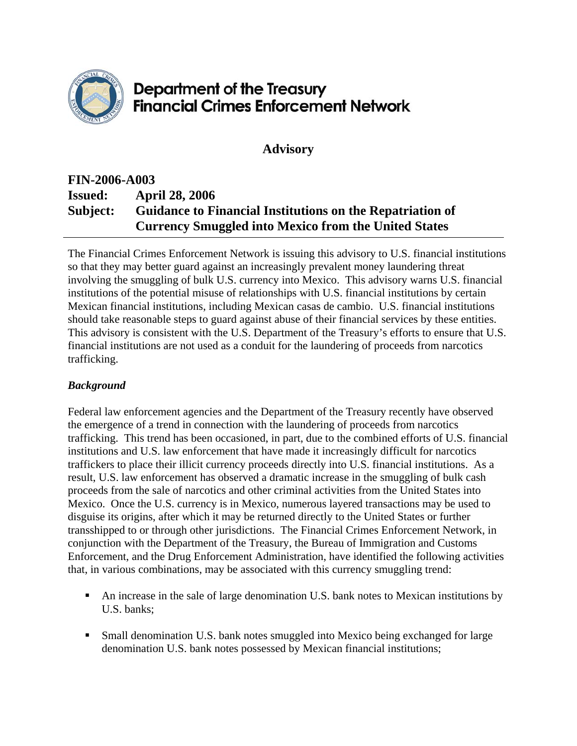# Department of the Treasury
# Financial Crimes Enforcement Network

## Advisory

**FIN-2006-A003**
**Issued: April 28, 2006**
**Subject: Guidance to Financial Institutions on the Repatriation of Currency Smuggled into Mexico from the United States**

---

The Financial Crimes Enforcement Network is issuing this advisory to U.S. financial institutions so that they may better guard against an increasingly prevalent money laundering threat involving the smuggling of bulk U.S. currency into Mexico. This advisory warns U.S. financial institutions of the potential misuse of relationships with U.S. financial institutions by certain Mexican financial institutions, including Mexican casas de cambio. U.S. financial institutions should take reasonable steps to guard against abuse of their financial services by these entities. This advisory is consistent with the U.S. Department of the Treasury's efforts to ensure that U.S. financial institutions are not used as a conduit for the laundering of proceeds from narcotics trafficking.

***Background***

Federal law enforcement agencies and the Department of the Treasury recently have observed the emergence of a trend in connection with the laundering of proceeds from narcotics trafficking. This trend has been occasioned, in part, due to the combined efforts of U.S. financial institutions and U.S. law enforcement that have made it increasingly difficult for narcotics traffickers to place their illicit currency proceeds directly into U.S. financial institutions. As a result, U.S. law enforcement has observed a dramatic increase in the smuggling of bulk cash proceeds from the sale of narcotics and other criminal activities from the United States into Mexico. Once the U.S. currency is in Mexico, numerous layered transactions may be used to disguise its origins, after which it may be returned directly to the United States or further transshipped to or through other jurisdictions. The Financial Crimes Enforcement Network, in conjunction with the Department of the Treasury, the Bureau of Immigration and Customs Enforcement, and the Drug Enforcement Administration, have identified the following activities that, in various combinations, may be associated with this currency smuggling trend:

- An increase in the sale of large denomination U.S. bank notes to Mexican institutions by U.S. banks;
- Small denomination U.S. bank notes smuggled into Mexico being exchanged for large denomination U.S. bank notes possessed by Mexican financial institutions;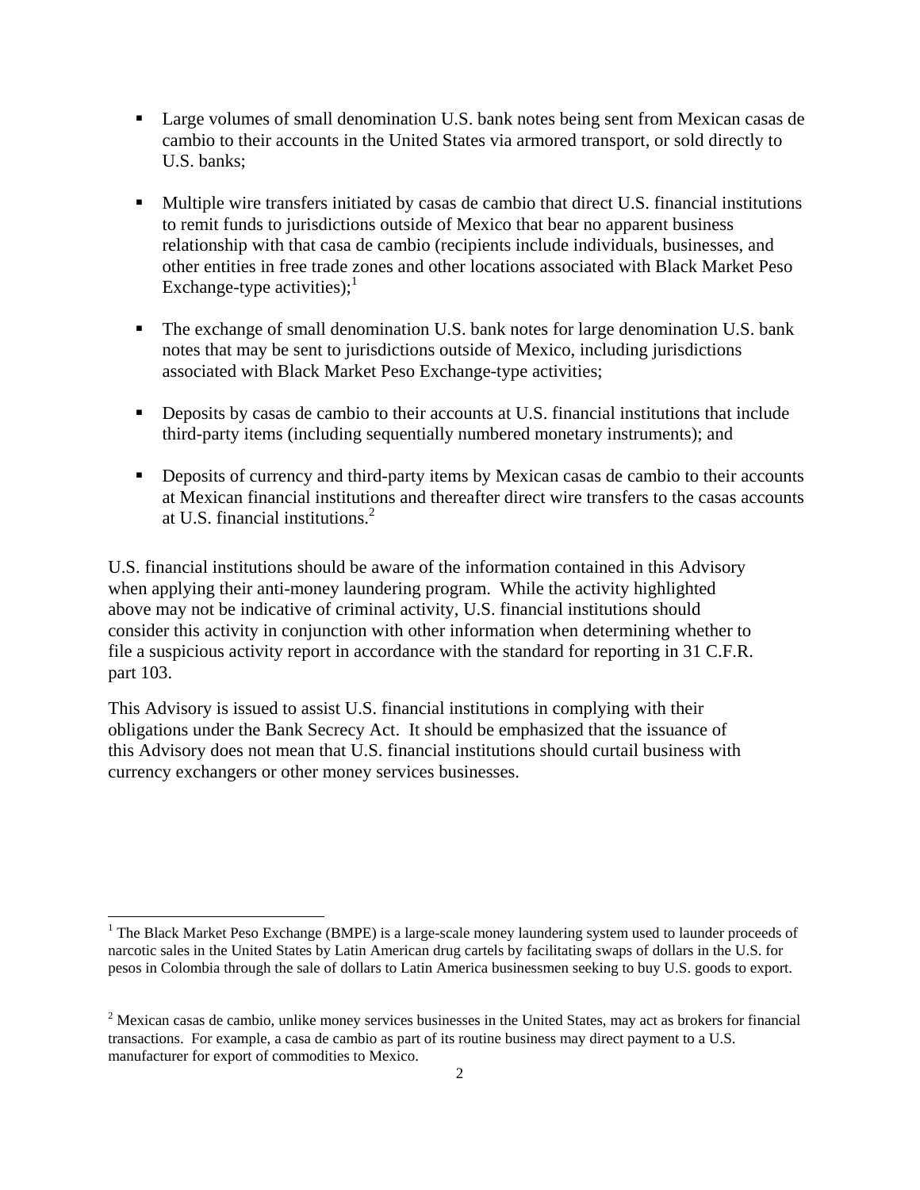- Large volumes of small denomination U.S. bank notes being sent from Mexican casas de cambio to their accounts in the United States via armored transport, or sold directly to U.S. banks;

- Multiple wire transfers initiated by casas de cambio that direct U.S. financial institutions to remit funds to jurisdictions outside of Mexico that bear no apparent business relationship with that casa de cambio (recipients include individuals, businesses, and other entities in free trade zones and other locations associated with Black Market Peso Exchange-type activities);[1]

- The exchange of small denomination U.S. bank notes for large denomination U.S. bank notes that may be sent to jurisdictions outside of Mexico, including jurisdictions associated with Black Market Peso Exchange-type activities;

- Deposits by casas de cambio to their accounts at U.S. financial institutions that include third-party items (including sequentially numbered monetary instruments); and

- Deposits of currency and third-party items by Mexican casas de cambio to their accounts at Mexican financial institutions and thereafter direct wire transfers to the casas accounts at U.S. financial institutions.[2]

U.S. financial institutions should be aware of the information contained in this Advisory when applying their anti-money laundering program. While the activity highlighted above may not be indicative of criminal activity, U.S. financial institutions should consider this activity in conjunction with other information when determining whether to file a suspicious activity report in accordance with the standard for reporting in 31 C.F.R. part 103.

This Advisory is issued to assist U.S. financial institutions in complying with their obligations under the Bank Secrecy Act. It should be emphasized that the issuance of this Advisory does not mean that U.S. financial institutions should curtail business with currency exchangers or other money services businesses.

---

[1] The Black Market Peso Exchange (BMPE) is a large-scale money laundering system used to launder proceeds of narcotic sales in the United States by Latin American drug cartels by facilitating swaps of dollars in the U.S. for pesos in Colombia through the sale of dollars to Latin America businessmen seeking to buy U.S. goods to export.

[2] Mexican casas de cambio, unlike money services businesses in the United States, may act as brokers for financial transactions. For example, a casa de cambio as part of its routine business may direct payment to a U.S. manufacturer for export of commodities to Mexico.